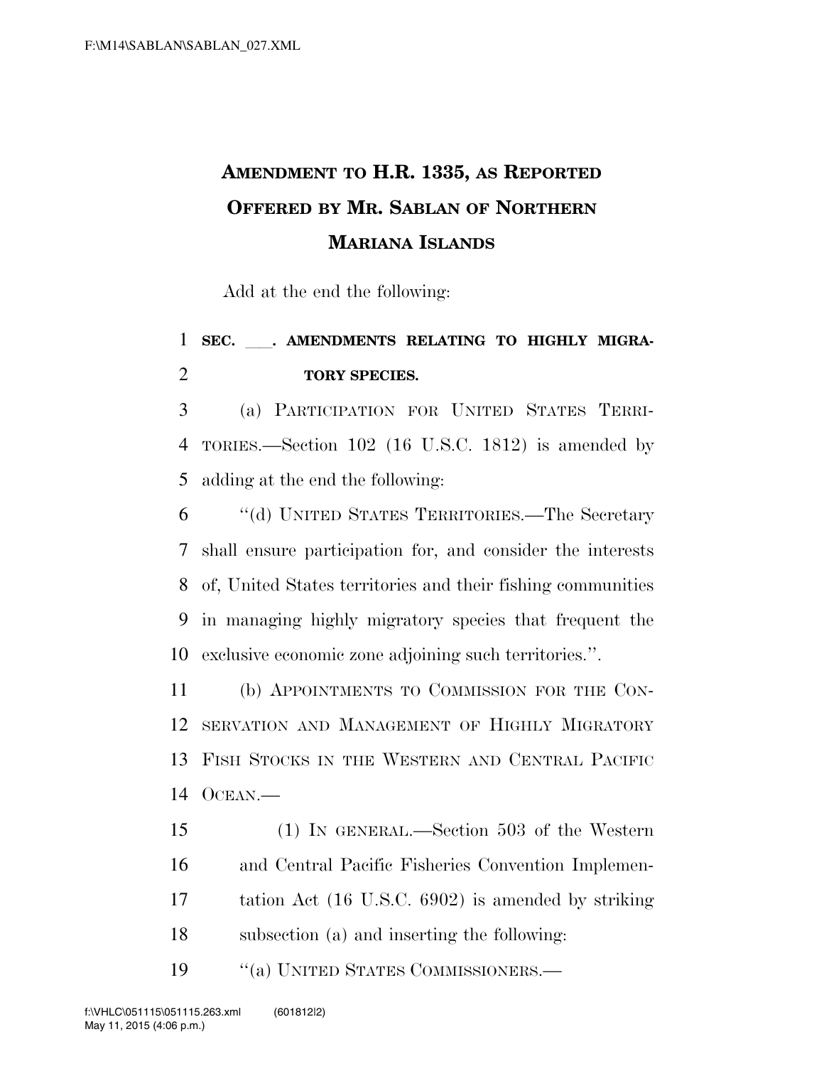# Amendment to H.R. 1335, as Reported Offered by Mr. Sablan of Northern Mariana Islands

Add at the end the following:

**SEC. \_\_\_. AMENDMENTS RELATING TO HIGHLY MIGRATORY SPECIES.**

(a) Participation for United States Territories.—Section 102 (16 U.S.C. 1812) is amended by adding at the end the following:

"(d) United States Territories.—The Secretary shall ensure participation for, and consider the interests of, United States territories and their fishing communities in managing highly migratory species that frequent the exclusive economic zone adjoining such territories.".

(b) Appointments to Commission for the Conservation and Management of Highly Migratory Fish Stocks in the Western and Central Pacific Ocean.—

(1) In general.—Section 503 of the Western and Central Pacific Fisheries Convention Implementation Act (16 U.S.C. 6902) is amended by striking subsection (a) and inserting the following:

"(a) United States Commissioners.—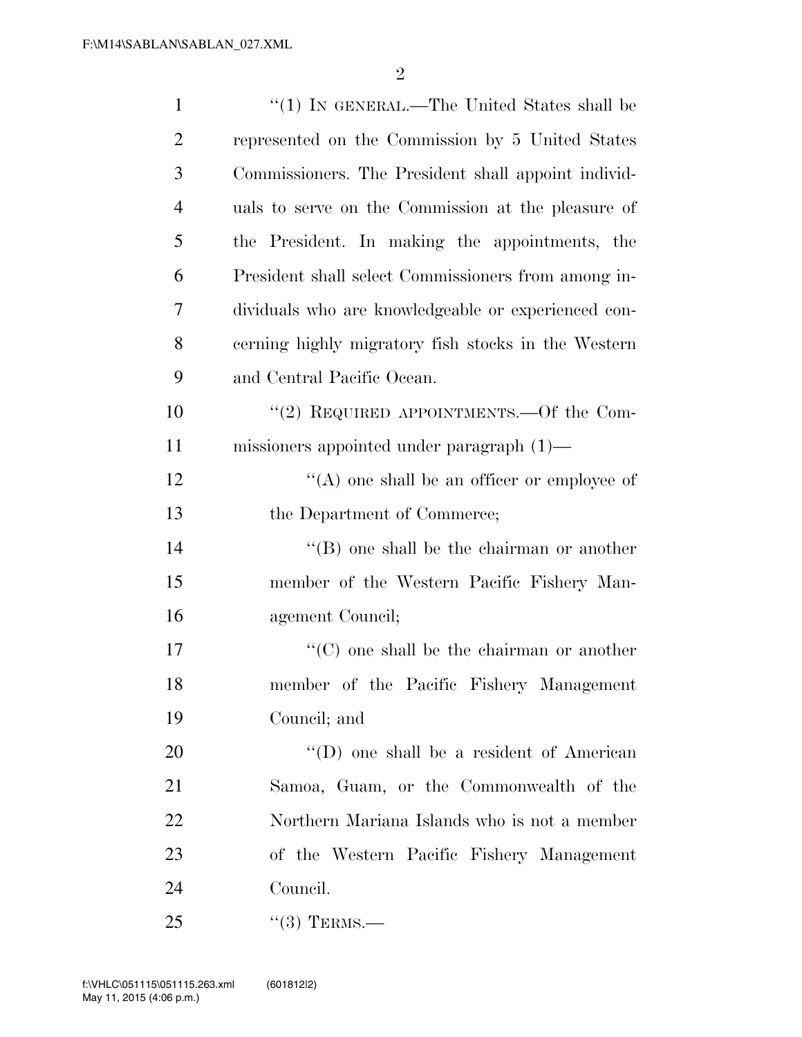"(1) IN GENERAL.—The United States shall be represented on the Commission by 5 United States Commissioners. The President shall appoint individuals to serve on the Commission at the pleasure of the President. In making the appointments, the President shall select Commissioners from among individuals who are knowledgeable or experienced concerning highly migratory fish stocks in the Western and Central Pacific Ocean.

"(2) REQUIRED APPOINTMENTS.—Of the Commissioners appointed under paragraph (1)—

"(A) one shall be an officer or employee of the Department of Commerce;

"(B) one shall be the chairman or another member of the Western Pacific Fishery Management Council;

"(C) one shall be the chairman or another member of the Pacific Fishery Management Council; and

"(D) one shall be a resident of American Samoa, Guam, or the Commonwealth of the Northern Mariana Islands who is not a member of the Western Pacific Fishery Management Council.

"(3) TERMS.—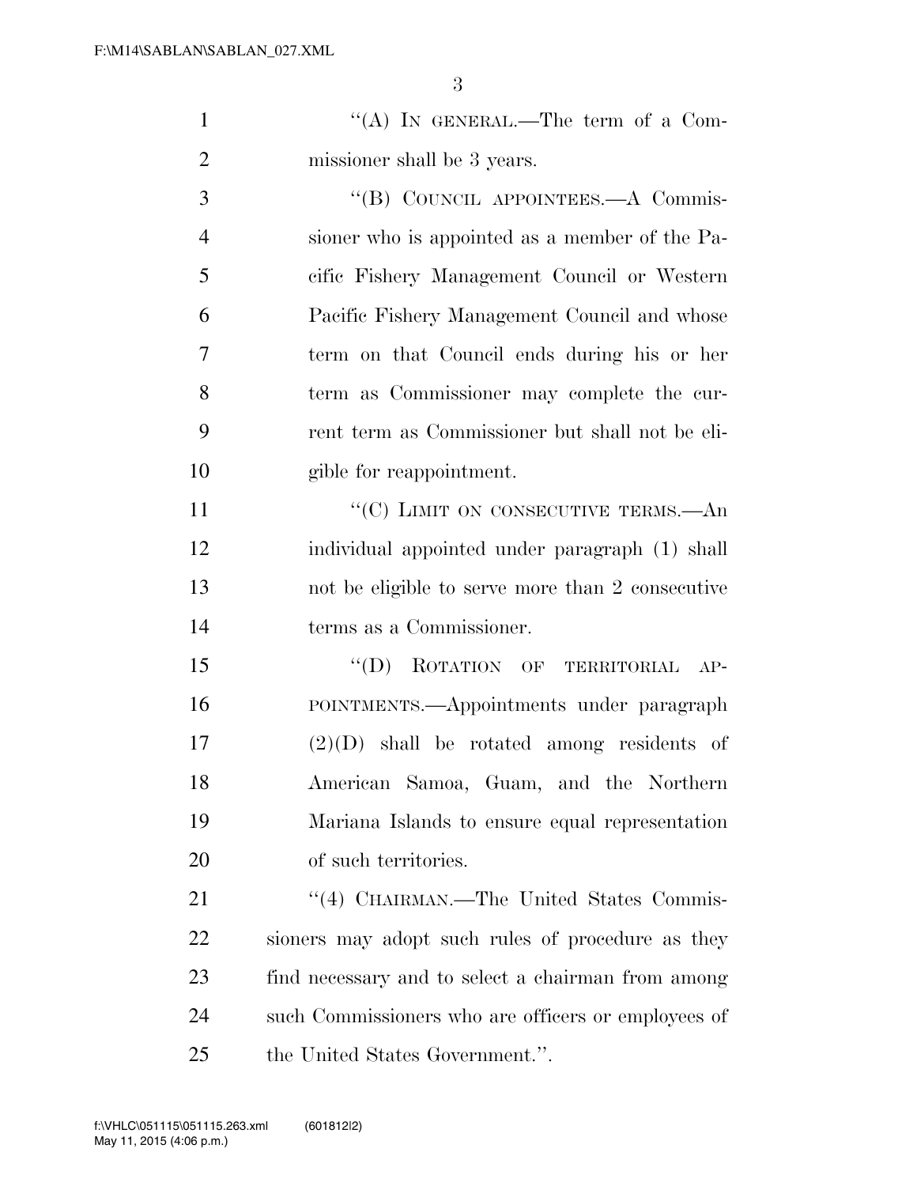"(A) IN GENERAL.—The term of a Commissioner shall be 3 years.

"(B) COUNCIL APPOINTEES.—A Commissioner who is appointed as a member of the Pacific Fishery Management Council or Western Pacific Fishery Management Council and whose term on that Council ends during his or her term as Commissioner may complete the current term as Commissioner but shall not be eligible for reappointment.

"(C) LIMIT ON CONSECUTIVE TERMS.—An individual appointed under paragraph (1) shall not be eligible to serve more than 2 consecutive terms as a Commissioner.

"(D) ROTATION OF TERRITORIAL APPOINTMENTS.—Appointments under paragraph (2)(D) shall be rotated among residents of American Samoa, Guam, and the Northern Mariana Islands to ensure equal representation of such territories.

"(4) CHAIRMAN.—The United States Commissioners may adopt such rules of procedure as they find necessary and to select a chairman from among such Commissioners who are officers or employees of the United States Government.".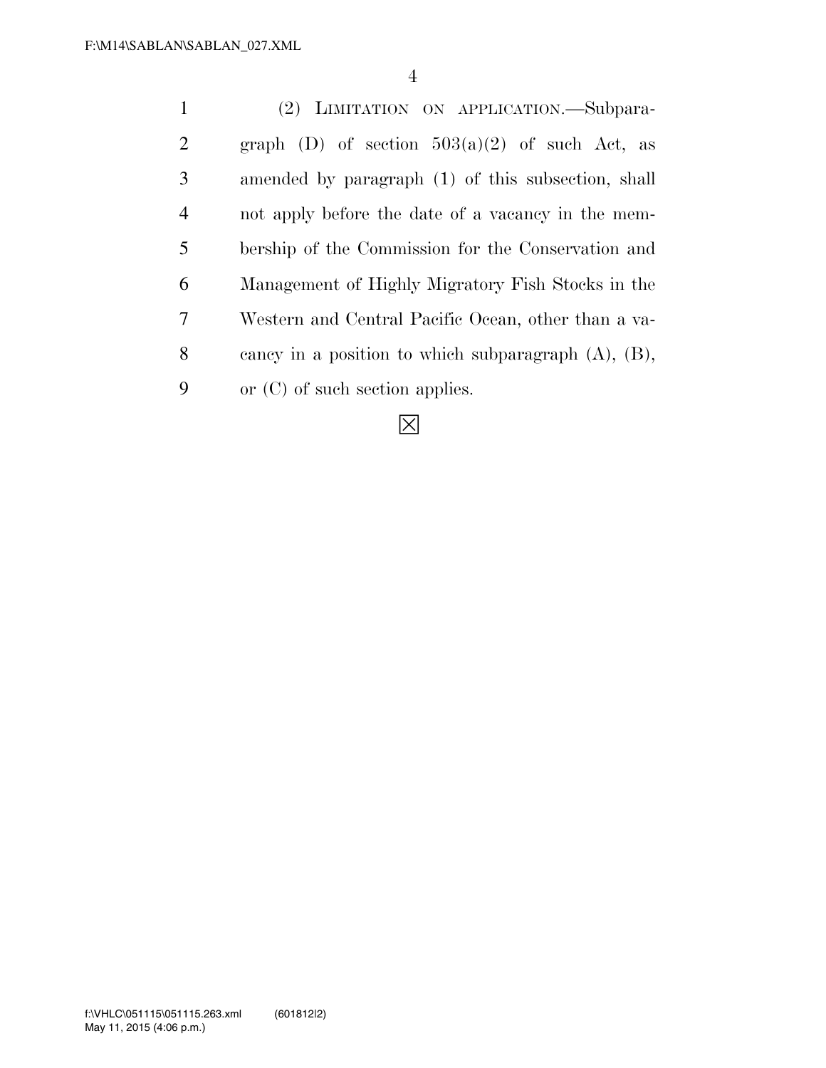(2) LIMITATION ON APPLICATION.—Subparagraph (D) of section 503(a)(2) of such Act, as amended by paragraph (1) of this subsection, shall not apply before the date of a vacancy in the membership of the Commission for the Conservation and Management of Highly Migratory Fish Stocks in the Western and Central Pacific Ocean, other than a vacancy in a position to which subparagraph (A), (B), or (C) of such section applies.